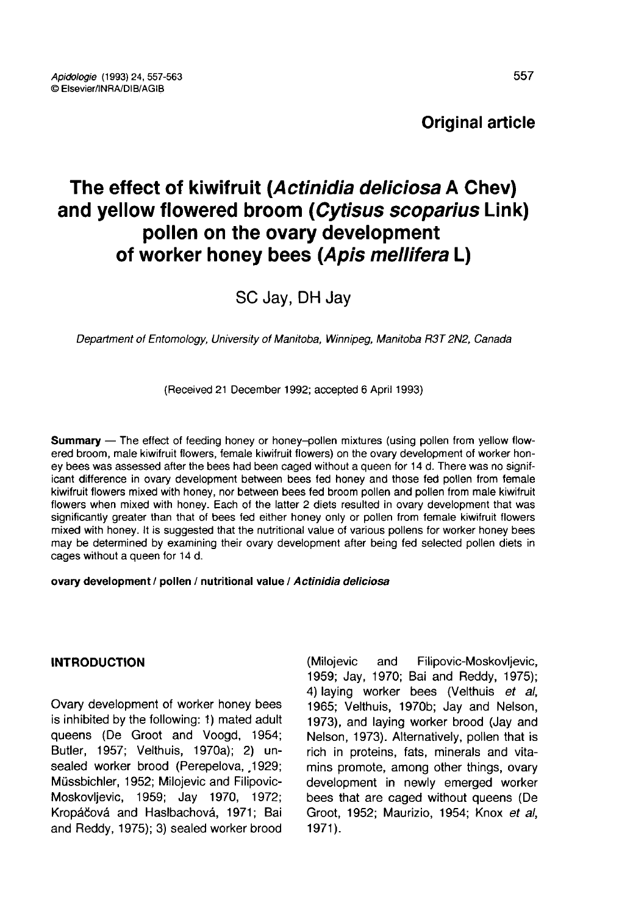**Original article**

# The effect of kiwifruit (*Actinidia deliciosa* A Chev) and yellow flowered broom (*Cytisus scoparius* Link) pollen on the ovary development of worker honey bees (*Apis mellifera* L)

SC Jay, DH Jay

*Department of Entomology, University of Manitoba, Winnipeg, Manitoba R3T 2N2, Canada*

(Received 21 December 1992; accepted 6 April 1993)

**Summary** — The effect of feeding honey or honey–pollen mixtures (using pollen from yellow flowered broom, male kiwifruit flowers, female kiwifruit flowers) on the ovary development of worker honey bees was assessed after the bees had been caged without a queen for 14 d. There was no significant difference in ovary development between bees fed honey and those fed pollen from female kiwifruit flowers mixed with honey, nor between bees fed broom pollen and pollen from male kiwifruit flowers when mixed with honey. Each of the latter 2 diets resulted in ovary development that was significantly greater than that of bees fed either honey only or pollen from female kiwifruit flowers mixed with honey. It is suggested that the nutritional value of various pollens for worker honey bees may be determined by examining their ovary development after being fed selected pollen diets in cages without a queen for 14 d.

**ovary development / pollen / nutritional value / *Actinidia deliciosa***

## INTRODUCTION

Ovary development of worker honey bees is inhibited by the following: 1) mated adult queens (De Groot and Voogd, 1954; Butler, 1957; Velthuis, 1970a); 2) unsealed worker brood (Perepelova, 1929; Müssbichler, 1952; Milojevic and Filipovic-Moskovljevic, 1959; Jay 1970, 1972; Kropáčová and Haslbachová, 1971; Bai and Reddy, 1975); 3) sealed worker brood (Milojevic and Filipovic-Moskovljevic, 1959; Jay, 1970; Bai and Reddy, 1975); 4) laying worker bees (Velthuis *et al*, 1965; Velthuis, 1970b; Jay and Nelson, 1973), and laying worker brood (Jay and Nelson, 1973). Alternatively, pollen that is rich in proteins, fats, minerals and vitamins promote, among other things, ovary development in newly emerged worker bees that are caged without queens (De Groot, 1952; Maurizio, 1954; Knox *et al*, 1971).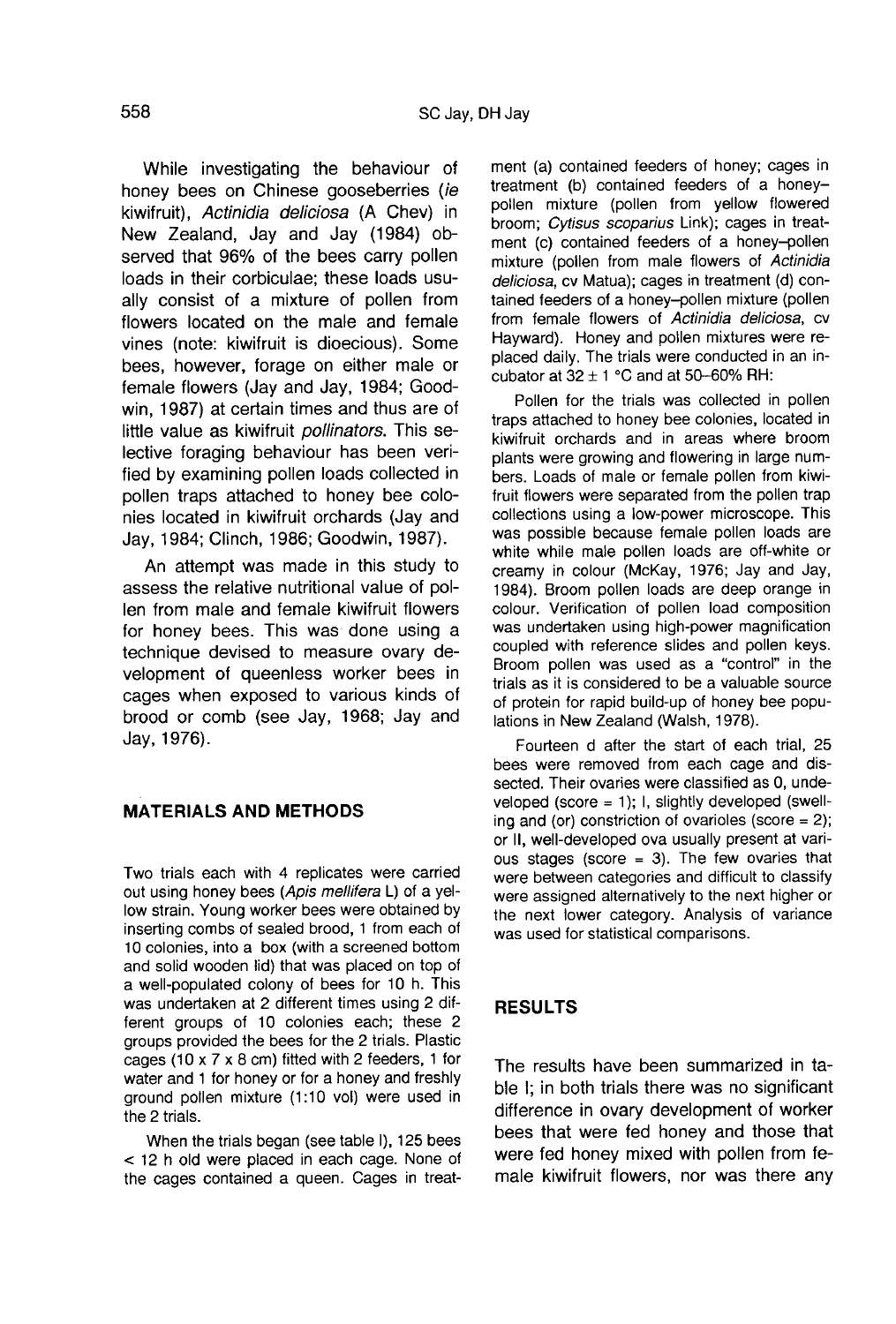While investigating the behaviour of honey bees on Chinese gooseberries (*ie* kiwifruit), *Actinidia deliciosa* (A Chev) in New Zealand, Jay and Jay (1984) observed that 96% of the bees carry pollen loads in their corbiculae; these loads usually consist of a mixture of pollen from flowers located on the male and female vines (note: kiwifruit is dioecious). Some bees, however, forage on either male or female flowers (Jay and Jay, 1984; Goodwin, 1987) at certain times and thus are of little value as kiwifruit *pollinators*. This selective foraging behaviour has been verified by examining pollen loads collected in pollen traps attached to honey bee colonies located in kiwifruit orchards (Jay and Jay, 1984; Clinch, 1986; Goodwin, 1987).

An attempt was made in this study to assess the relative nutritional value of pollen from male and female kiwifruit flowers for honey bees. This was done using a technique devised to measure ovary development of queenless worker bees in cages when exposed to various kinds of brood or comb (see Jay, 1968; Jay and Jay, 1976).

## MATERIALS AND METHODS

Two trials each with 4 replicates were carried out using honey bees (*Apis mellifera* L) of a yellow strain. Young worker bees were obtained by inserting combs of sealed brood, 1 from each of 10 colonies, into a box (with a screened bottom and solid wooden lid) that was placed on top of a well-populated colony of bees for 10 h. This was undertaken at 2 different times using 2 different groups of 10 colonies each; these 2 groups provided the bees for the 2 trials. Plastic cages (10 x 7 x 8 cm) fitted with 2 feeders, 1 for water and 1 for honey or for a honey and freshly ground pollen mixture (1:10 vol) were used in the 2 trials.

When the trials began (see table I), 125 bees < 12 h old were placed in each cage. None of the cages contained a queen. Cages in treatment (a) contained feeders of honey; cages in treatment (b) contained feeders of a honey–pollen mixture (pollen from yellow flowered broom; *Cytisus scoparius* Link); cages in treatment (c) contained feeders of a honey–pollen mixture (pollen from male flowers of *Actinidia deliciosa*, cv Matua); cages in treatment (d) contained feeders of a honey–pollen mixture (pollen from female flowers of *Actinidia deliciosa*, cv Hayward). Honey and pollen mixtures were replaced daily. The trials were conducted in an incubator at 32 ± 1 °C and at 50–60% RH:

Pollen for the trials was collected in pollen traps attached to honey bee colonies, located in kiwifruit orchards and in areas where broom plants were growing and flowering in large numbers. Loads of male or female pollen from kiwifruit flowers were separated from the pollen trap collections using a low-power microscope. This was possible because female pollen loads are white while male pollen loads are off-white or creamy in colour (McKay, 1976; Jay and Jay, 1984). Broom pollen loads are deep orange in colour. Verification of pollen load composition was undertaken using high-power magnification coupled with reference slides and pollen keys. Broom pollen was used as a "control" in the trials as it is considered to be a valuable source of protein for rapid build-up of honey bee populations in New Zealand (Walsh, 1978).

Fourteen d after the start of each trial, 25 bees were removed from each cage and dissected. Their ovaries were classified as 0, undeveloped (score = 1); I, slightly developed (swelling and (or) constriction of ovarioles (score = 2); or II, well-developed ova usually present at various stages (score = 3). The few ovaries that were between categories and difficult to classify were assigned alternatively to the next higher or the next lower category. Analysis of variance was used for statistical comparisons.

## RESULTS

The results have been summarized in table I; in both trials there was no significant difference in ovary development of worker bees that were fed honey and those that were fed honey mixed with pollen from female kiwifruit flowers, nor was there any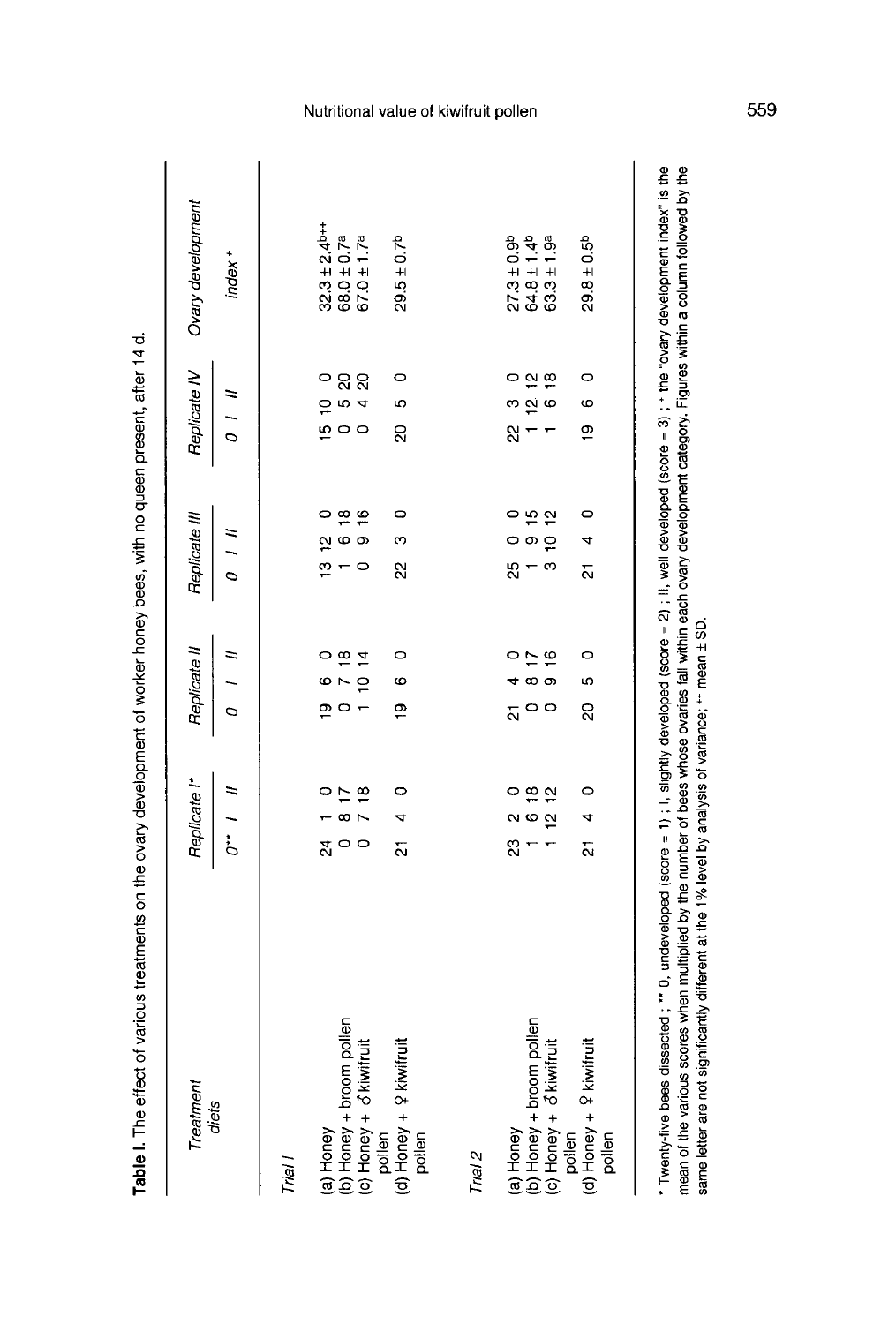**Table I.** The effect of various treatments on the ovary development of worker honey bees, with no queen present, after 14 d.

| Treatment diets | Replicate I* | | | Replicate II | | | Replicate III | | | Replicate IV | | | Ovary development |
|---|---|---|---|---|---|---|---|---|---|---|---|---|---|
| | 0** | I | II | 0 | I | II | 0 | I | II | 0 | I | II | index + |
| *Trial 1* | | | | | | | | | | | | | |
| (a) Honey | 24 | 1 | 0 | 19 | 6 | 0 | 13 | 12 | 0 | 15 | 10 | 0 | 32.3 ± 2.4[b++] |
| (b) Honey + broom pollen | 0 | 8 | 17 | 0 | 7 | 18 | 1 | 6 | 18 | 0 | 5 | 20 | 68.0 ± 0.7[a] |
| (c) Honey + ♂ kiwifruit pollen | 0 | 7 | 18 | 1 | 10 | 14 | 0 | 9 | 16 | 0 | 4 | 20 | 67.0 ± 1.7[a] |
| (d) Honey + ♀ kiwifruit pollen | 21 | 4 | 0 | 19 | 6 | 0 | 22 | 3 | 0 | 20 | 5 | 0 | 29.5 ± 0.7[b] |
| *Trial 2* | | | | | | | | | | | | | |
| (a) Honey | 23 | 2 | 0 | 21 | 4 | 0 | 25 | 0 | 0 | 22 | 3 | 0 | 27.3 ± 0.9[b] |
| (b) Honey + broom pollen | 1 | 6 | 18 | 0 | 8 | 17 | 1 | 9 | 15 | 1 | 12 | 12 | 64.8 ± 1.4[b] |
| (c) Honey + ♂ kiwifruit pollen | 1 | 12 | 12 | 0 | 9 | 16 | 3 | 10 | 12 | 1 | 6 | 18 | 63.3 ± 1.9[a] |
| (d) Honey + ♀ kiwifruit pollen | 21 | 4 | 0 | 20 | 5 | 0 | 21 | 4 | 0 | 19 | 6 | 0 | 29.8 ± 0.5[b] |

\* Twenty-five bees dissected ; ** 0, undeveloped (score = 1) ; I, slightly developed (score = 2) ; II, well developed (score = 3) ; + the "ovary development index" is the mean of the various scores when multiplied by the number of bees whose ovaries fall within each ovary development category. Figures within a column followed by the same letter are not significantly different at the 1% level by analysis of variance; ++ mean ± SD.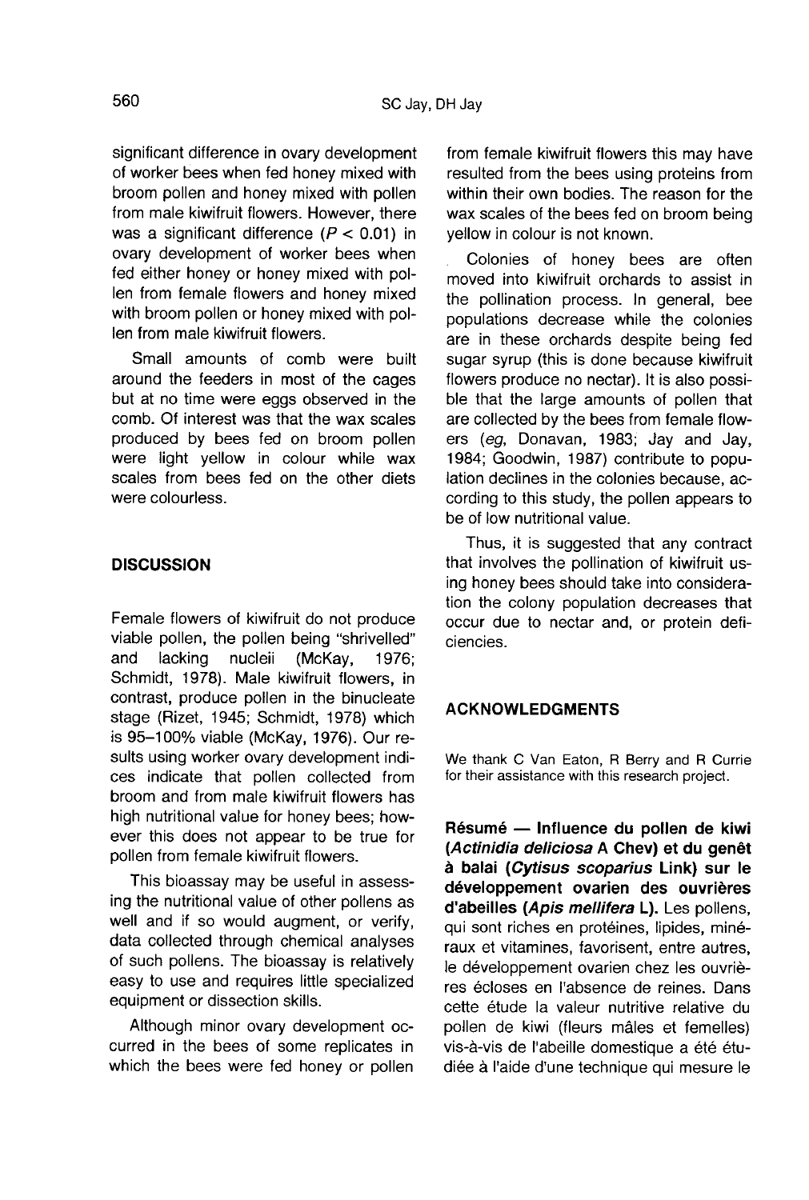significant difference in ovary development of worker bees when fed honey mixed with broom pollen and honey mixed with pollen from male kiwifruit flowers. However, there was a significant difference ($P < 0.01$) in ovary development of worker bees when fed either honey or honey mixed with pollen from female flowers and honey mixed with broom pollen or honey mixed with pollen from male kiwifruit flowers.

Small amounts of comb were built around the feeders in most of the cages but at no time were eggs observed in the comb. Of interest was that the wax scales produced by bees fed on broom pollen were light yellow in colour while wax scales from bees fed on the other diets were colourless.

## DISCUSSION

Female flowers of kiwifruit do not produce viable pollen, the pollen being "shrivelled" and lacking nucleii (McKay, 1976; Schmidt, 1978). Male kiwifruit flowers, in contrast, produce pollen in the binucleate stage (Rizet, 1945; Schmidt, 1978) which is 95–100% viable (McKay, 1976). Our results using worker ovary development indices indicate that pollen collected from broom and from male kiwifruit flowers has high nutritional value for honey bees; however this does not appear to be true for pollen from female kiwifruit flowers.

This bioassay may be useful in assessing the nutritional value of other pollens as well and if so would augment, or verify, data collected through chemical analyses of such pollens. The bioassay is relatively easy to use and requires little specialized equipment or dissection skills.

Although minor ovary development occurred in the bees of some replicates in which the bees were fed honey or pollen from female kiwifruit flowers this may have resulted from the bees using proteins from within their own bodies. The reason for the wax scales of the bees fed on broom being yellow in colour is not known.

Colonies of honey bees are often moved into kiwifruit orchards to assist in the pollination process. In general, bee populations decrease while the colonies are in these orchards despite being fed sugar syrup (this is done because kiwifruit flowers produce no nectar). It is also possible that the large amounts of pollen that are collected by the bees from female flowers (*eg*, Donavan, 1983; Jay and Jay, 1984; Goodwin, 1987) contribute to population declines in the colonies because, according to this study, the pollen appears to be of low nutritional value.

Thus, it is suggested that any contract that involves the pollination of kiwifruit using honey bees should take into consideration the colony population decreases that occur due to nectar and, or protein deficiencies.

## ACKNOWLEDGMENTS

We thank C Van Eaton, R Berry and R Currie for their assistance with this research project.

**Résumé — Influence du pollen de kiwi (*Actinidia deliciosa* A Chev) et du genêt à balai (*Cytisus scoparius* Link) sur le développement ovarien des ouvrières d'abeilles (*Apis mellifera* L).** Les pollens, qui sont riches en protéines, lipides, minéraux et vitamines, favorisent, entre autres, le développement ovarien chez les ouvrières écloses en l'absence de reines. Dans cette étude la valeur nutritive relative du pollen de kiwi (fleurs mâles et femelles) vis-à-vis de l'abeille domestique a été étudiée à l'aide d'une technique qui mesure le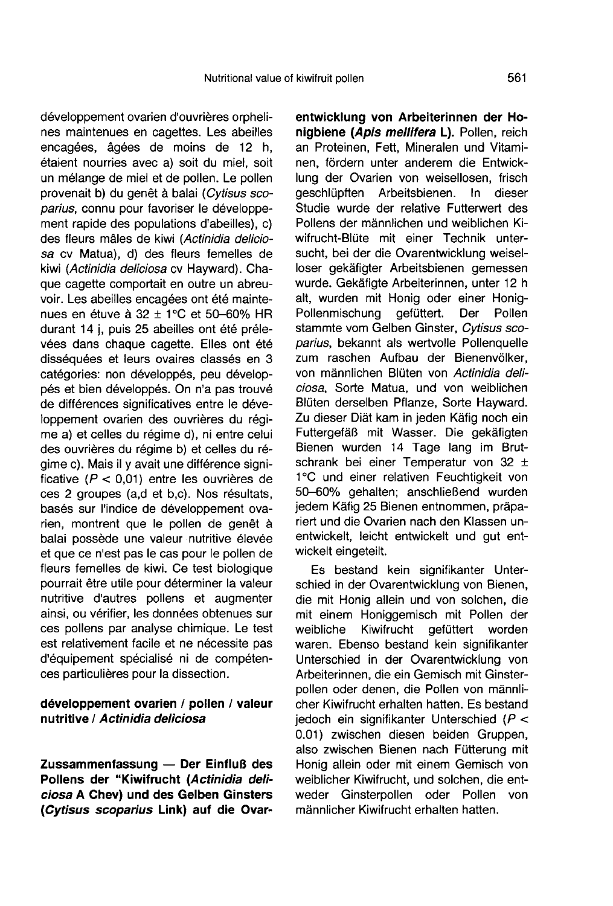développement ovarien d'ouvrières orphelines maintenues en cagettes. Les abeilles encagées, âgées de moins de 12 h, étaient nourries avec a) soit du miel, soit un mélange de miel et de pollen. Le pollen provenait b) du genêt à balai (*Cytisus scoparius*, connu pour favoriser le développement rapide des populations d'abeilles), c) des fleurs mâles de kiwi (*Actinidia deliciosa* cv Matua), d) des fleurs femelles de kiwi (*Actinidia deliciosa* cv Hayward). Chaque cagette comportait en outre un abreuvoir. Les abeilles encagées ont été maintenues en étuve à 32 ± 1°C et 50–60% HR durant 14 j, puis 25 abeilles ont été prélevées dans chaque cagette. Elles ont été disséquées et leurs ovaires classés en 3 catégories: non développés, peu développés et bien développés. On n'a pas trouvé de différences significatives entre le développement ovarien des ouvrières du régime a) et celles du régime d), ni entre celui des ouvrières du régime b) et celles du régime c). Mais il y avait une différence significative ($P < 0,01$) entre les ouvrières de ces 2 groupes (a,d et b,c). Nos résultats, basés sur l'indice de développement ovarien, montrent que le pollen de genêt à balai possède une valeur nutritive élevée et que ce n'est pas le cas pour le pollen de fleurs femelles de kiwi. Ce test biologique pourrait être utile pour déterminer la valeur nutritive d'autres pollens et augmenter ainsi, ou vérifier, les données obtenues sur ces pollens par analyse chimique. Le test est relativement facile et ne nécessite pas d'équipement spécialisé ni de compétences particulières pour la dissection.

**développement ovarien / pollen / valeur nutritive / *Actinidia deliciosa***

**Zussammenfassung — Der Einfluß des Pollens der "Kiwifrucht (*Actinidia deliciosa* A Chev) und des Gelben Ginsters (*Cytisus scoparius* Link) auf die Ovarentwicklung von Arbeiterinnen der Honigbiene (*Apis mellifera* L).** Pollen, reich an Proteinen, Fett, Mineralen und Vitaminen, fördern unter anderem die Entwicklung der Ovarien von weisellosen, frisch geschlüpften Arbeitsbienen. In dieser Studie wurde der relative Futterwert des Pollens der männlichen und weiblichen Kiwifrucht-Blüte mit einer Technik untersucht, bei der die Ovarentwicklung weiselloser gekäfigter Arbeitsbienen gemessen wurde. Gekäfigte Arbeiterinnen, unter 12 h alt, wurden mit Honig oder einer Honig-Pollenmischung gefüttert. Der Pollen stammte vom Gelben Ginster, *Cytisus scoparius*, bekannt als wertvolle Pollenquelle zum raschen Aufbau der Bienenvölker, von männlichen Blüten von *Actinidia deliciosa*, Sorte Matua, und von weiblichen Blüten derselben Pflanze, Sorte Hayward. Zu dieser Diät kam in jeden Käfig noch ein Futtergefäß mit Wasser. Die gekäfigten Bienen wurden 14 Tage lang im Brutschrank bei einer Temperatur von 32 ± 1°C und einer relativen Feuchtigkeit von 50–60% gehalten; anschließend wurden jedem Käfig 25 Bienen entnommen, präpariert und die Ovarien nach den Klassen unentwickelt, leicht entwickelt und gut entwickelt eingeteilt.

Es bestand kein signifikanter Unterschied in der Ovarentwicklung von Bienen, die mit Honig allein und von solchen, die mit einem Honiggemisch mit Pollen der weibliche Kiwifrucht gefüttert worden waren. Ebenso bestand kein signifikanter Unterschied in der Ovarentwicklung von Arbeiterinnen, die ein Gemisch mit Ginsterpollen oder denen, die Pollen von männlicher Kiwifrucht erhalten hatten. Es bestand jedoch ein signifikanter Unterschied ($P < 0.01$) zwischen diesen beiden Gruppen, also zwischen Bienen nach Fütterung mit Honig allein oder mit einem Gemisch von weiblicher Kiwifrucht, und solchen, die entweder Ginsterpollen oder Pollen von männlicher Kiwifrucht erhalten hatten.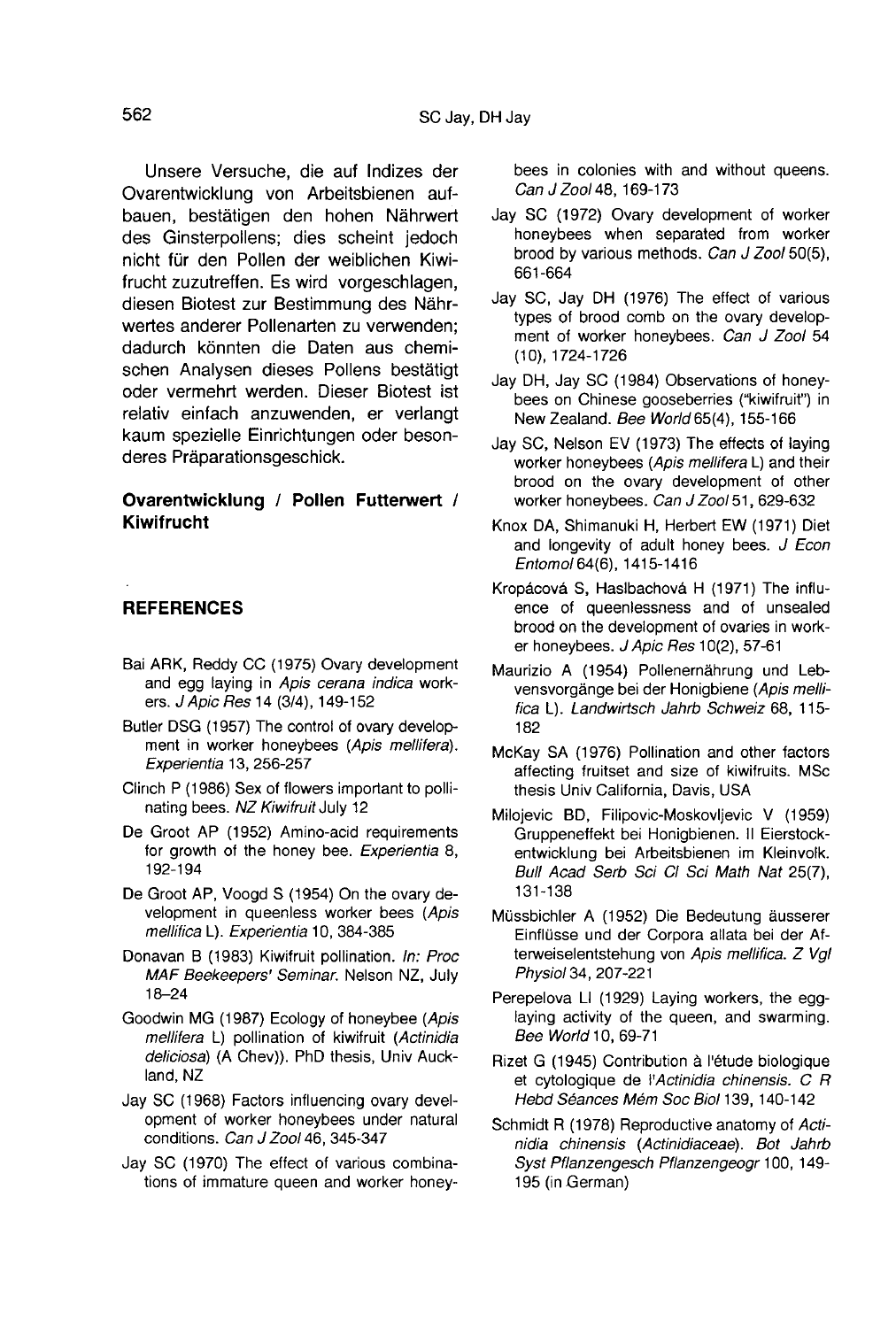Unsere Versuche, die auf Indizes der Ovarentwicklung von Arbeitsbienen aufbauen, bestätigen den hohen Nährwert des Ginsterpollens; dies scheint jedoch nicht für den Pollen der weiblichen Kiwifrucht zuzutreffen. Es wird vorgeschlagen, diesen Biotest zur Bestimmung des Nährwertes anderer Pollenarten zu verwenden; dadurch könnten die Daten aus chemischen Analysen dieses Pollens bestätigt oder vermehrt werden. Dieser Biotest ist relativ einfach anzuwenden, er verlangt kaum spezielle Einrichtungen oder besonderes Präparationsgeschick.

**Ovarentwicklung / Pollen Futterwert / Kiwifrucht**

## REFERENCES

Bai ARK, Reddy CC (1975) Ovary development and egg laying in *Apis cerana indica* workers. *J Apic Res* 14 (3/4), 149-152

Butler DSG (1957) The control of ovary development in worker honeybees (*Apis mellifera*). *Experientia* 13, 256-257

Clinch P (1986) Sex of flowers important to pollinating bees. *NZ Kiwifruit* July 12

De Groot AP (1952) Amino-acid requirements for growth of the honey bee. *Experientia* 8, 192-194

De Groot AP, Voogd S (1954) On the ovary development in queenless worker bees (*Apis mellifica* L). *Experientia* 10, 384-385

Donavan B (1983) Kiwifruit pollination. *In: Proc MAF Beekeepers' Seminar*. Nelson NZ, July 18–24

Goodwin MG (1987) Ecology of honeybee (*Apis mellifera* L) pollination of kiwifruit (*Actinidia deliciosa*) (A Chev)). PhD thesis, Univ Auckland, NZ

Jay SC (1968) Factors influencing ovary development of worker honeybees under natural conditions. *Can J Zool* 46, 345-347

Jay SC (1970) The effect of various combinations of immature queen and worker honeybees in colonies with and without queens. *Can J Zool* 48, 169-173

Jay SC (1972) Ovary development of worker honeybees when separated from worker brood by various methods. *Can J Zool* 50(5), 661-664

Jay SC, Jay DH (1976) The effect of various types of brood comb on the ovary development of worker honeybees. *Can J Zool* 54 (10), 1724-1726

Jay DH, Jay SC (1984) Observations of honeybees on Chinese gooseberries ("kiwifruit") in New Zealand. *Bee World* 65(4), 155-166

Jay SC, Nelson EV (1973) The effects of laying worker honeybees (*Apis mellifera* L) and their brood on the ovary development of other worker honeybees. *Can J Zool* 51, 629-632

Knox DA, Shimanuki H, Herbert EW (1971) Diet and longevity of adult honey bees. *J Econ Entomol* 64(6), 1415-1416

Kropácová S, Haslbachová H (1971) The influence of queenlessness and of unsealed brood on the development of ovaries in worker honeybees. *J Apic Res* 10(2), 57-61

Maurizio A (1954) Pollenernährung und Lebvensvorgänge bei der Honigbiene (*Apis mellifica* L). *Landwirtsch Jahrb Schweiz* 68, 115-182

McKay SA (1976) Pollination and other factors affecting fruitset and size of kiwifruits. MSc thesis Univ California, Davis, USA

Milojevic BD, Filipovic-Moskovljevic V (1959) Gruppeneffekt bei Honigbienen. II Eierstockentwicklung bei Arbeitsbienen im Kleinvolk. *Bull Acad Serb Sci Cl Sci Math Nat* 25(7), 131-138

Müssbichler A (1952) Die Bedeutung äusserer Einflüsse und der Corpora allata bei der Afterweiselentstehung von *Apis mellifica*. *Z Vgl Physiol* 34, 207-221

Perepelova LI (1929) Laying workers, the egg-laying activity of the queen, and swarming. *Bee World* 10, 69-71

Rizet G (1945) Contribution à l'étude biologique et cytologique de l'*Actinidia chinensis*. *C R Hebd Séances Mém Soc Biol* 139, 140-142

Schmidt R (1978) Reproductive anatomy of *Actinidia chinensis* (*Actinidiaceae*). *Bot Jahrb Syst Pflanzengesch Pflanzengeogr* 100, 149-195 (in German)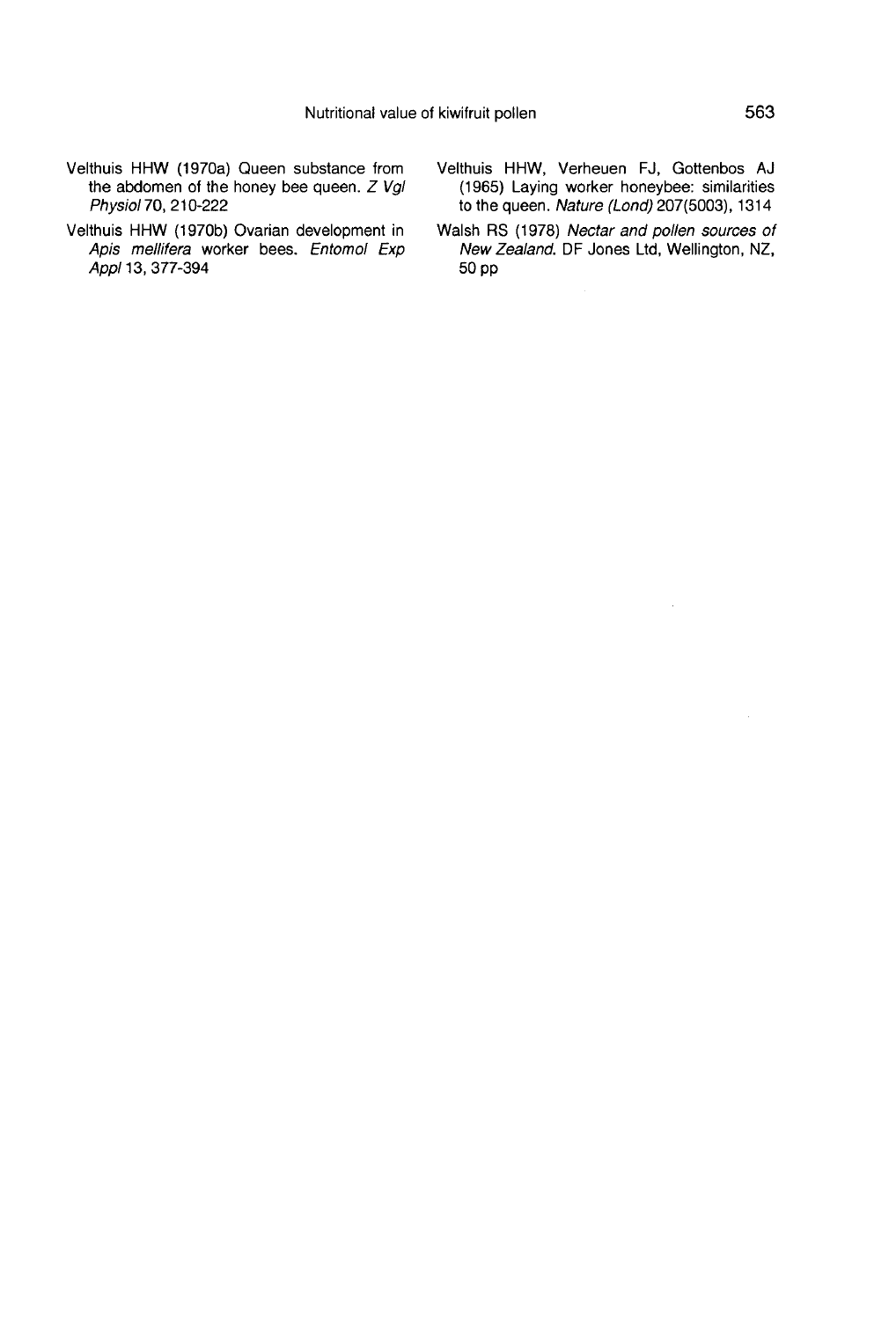Velthuis HHW (1970a) Queen substance from the abdomen of the honey bee queen. *Z Vgl Physiol* 70, 210-222

Velthuis HHW (1970b) Ovarian development in *Apis mellifera* worker bees. *Entomol Exp Appl* 13, 377-394

Velthuis HHW, Verheuen FJ, Gottenbos AJ (1965) Laying worker honeybee: similarities to the queen. *Nature (Lond)* 207(5003), 1314

Walsh RS (1978) *Nectar and pollen sources of New Zealand.* DF Jones Ltd, Wellington, NZ, 50 pp